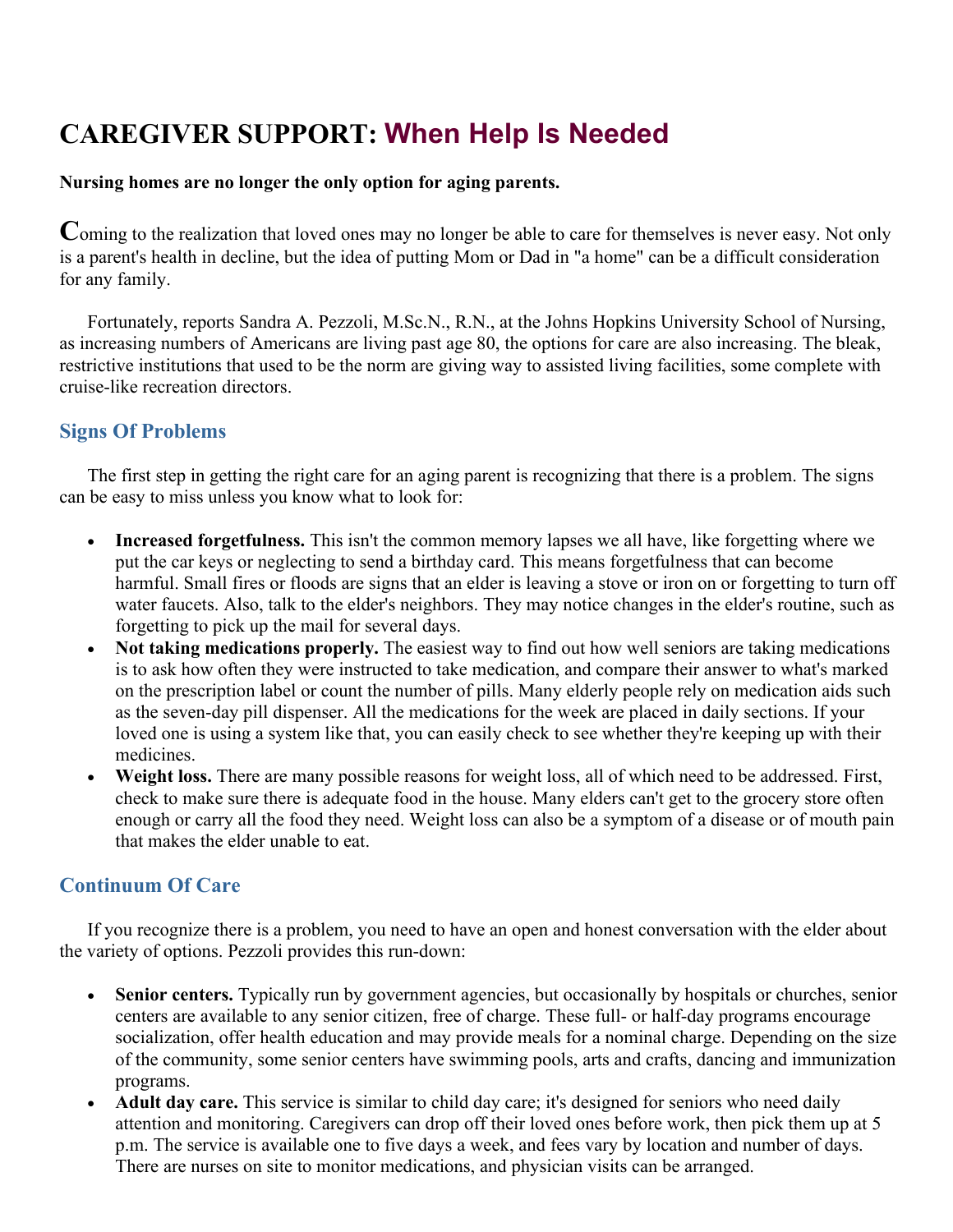# CAREGIVER SUPPORT: When Help Is Needed

**Nursing homes are no longer the only option for aging parents.**

Coming to the realization that loved ones may no longer be able to care for themselves is never easy. Not only is a parent's health in decline, but the idea of putting Mom or Dad in "a home" can be a difficult consideration for any family.

Fortunately, reports Sandra A. Pezzoli, M.Sc.N., R.N., at the Johns Hopkins University School of Nursing, as increasing numbers of Americans are living past age 80, the options for care are also increasing. The bleak, restrictive institutions that used to be the norm are giving way to assisted living facilities, some complete with cruise-like recreation directors.

## Signs Of Problems

The first step in getting the right care for an aging parent is recognizing that there is a problem. The signs can be easy to miss unless you know what to look for:

- **Increased forgetfulness.** This isn't the common memory lapses we all have, like forgetting where we put the car keys or neglecting to send a birthday card. This means forgetfulness that can become harmful. Small fires or floods are signs that an elder is leaving a stove or iron on or forgetting to turn off water faucets. Also, talk to the elder's neighbors. They may notice changes in the elder's routine, such as forgetting to pick up the mail for several days.
- **Not taking medications properly.** The easiest way to find out how well seniors are taking medications is to ask how often they were instructed to take medication, and compare their answer to what's marked on the prescription label or count the number of pills. Many elderly people rely on medication aids such as the seven-day pill dispenser. All the medications for the week are placed in daily sections. If your loved one is using a system like that, you can easily check to see whether they're keeping up with their medicines.
- **Weight loss.** There are many possible reasons for weight loss, all of which need to be addressed. First, check to make sure there is adequate food in the house. Many elders can't get to the grocery store often enough or carry all the food they need. Weight loss can also be a symptom of a disease or of mouth pain that makes the elder unable to eat.

## Continuum Of Care

If you recognize there is a problem, you need to have an open and honest conversation with the elder about the variety of options. Pezzoli provides this run-down:

- **Senior centers.** Typically run by government agencies, but occasionally by hospitals or churches, senior centers are available to any senior citizen, free of charge. These full- or half-day programs encourage socialization, offer health education and may provide meals for a nominal charge. Depending on the size of the community, some senior centers have swimming pools, arts and crafts, dancing and immunization programs.
- **Adult day care.** This service is similar to child day care; it's designed for seniors who need daily attention and monitoring. Caregivers can drop off their loved ones before work, then pick them up at 5 p.m. The service is available one to five days a week, and fees vary by location and number of days. There are nurses on site to monitor medications, and physician visits can be arranged.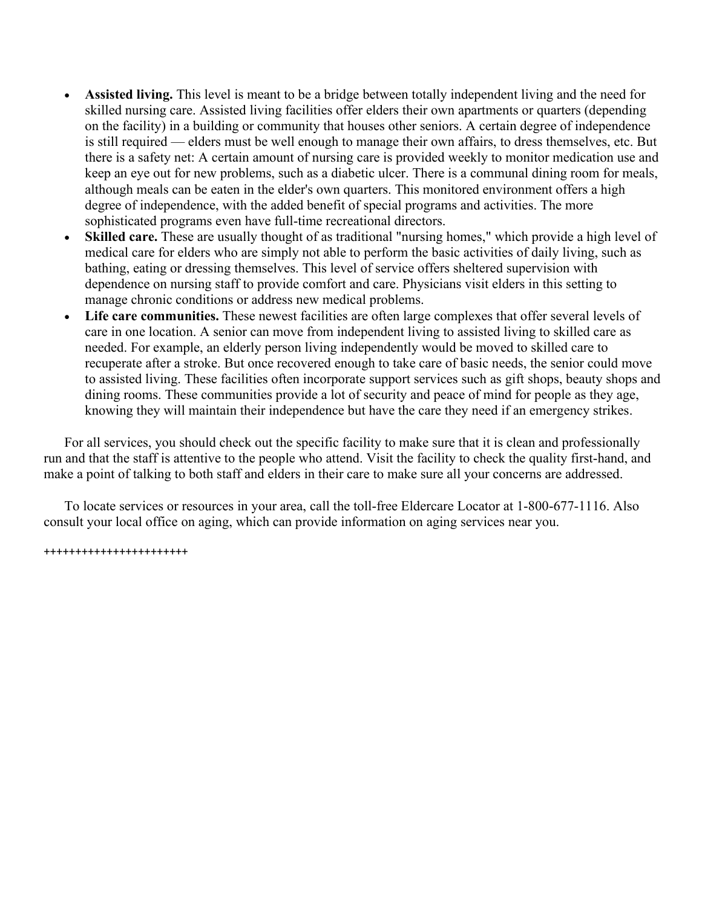- **Assisted living.** This level is meant to be a bridge between totally independent living and the need for skilled nursing care. Assisted living facilities offer elders their own apartments or quarters (depending on the facility) in a building or community that houses other seniors. A certain degree of independence is still required — elders must be well enough to manage their own affairs, to dress themselves, etc. But there is a safety net: A certain amount of nursing care is provided weekly to monitor medication use and keep an eye out for new problems, such as a diabetic ulcer. There is a communal dining room for meals, although meals can be eaten in the elder's own quarters. This monitored environment offers a high degree of independence, with the added benefit of special programs and activities. The more sophisticated programs even have full-time recreational directors.
- **Skilled care.** These are usually thought of as traditional "nursing homes," which provide a high level of medical care for elders who are simply not able to perform the basic activities of daily living, such as bathing, eating or dressing themselves. This level of service offers sheltered supervision with dependence on nursing staff to provide comfort and care. Physicians visit elders in this setting to manage chronic conditions or address new medical problems.
- **Life care communities.** These newest facilities are often large complexes that offer several levels of care in one location. A senior can move from independent living to assisted living to skilled care as needed. For example, an elderly person living independently would be moved to skilled care to recuperate after a stroke. But once recovered enough to take care of basic needs, the senior could move to assisted living. These facilities often incorporate support services such as gift shops, beauty shops and dining rooms. These communities provide a lot of security and peace of mind for people as they age, knowing they will maintain their independence but have the care they need if an emergency strikes.

For all services, you should check out the specific facility to make sure that it is clean and professionally run and that the staff is attentive to the people who attend. Visit the facility to check the quality first-hand, and make a point of talking to both staff and elders in their care to make sure all your concerns are addressed.

To locate services or resources in your area, call the toll-free Eldercare Locator at 1-800-677-1116. Also consult your local office on aging, which can provide information on aging services near you.

+++++++++++++++++++++++